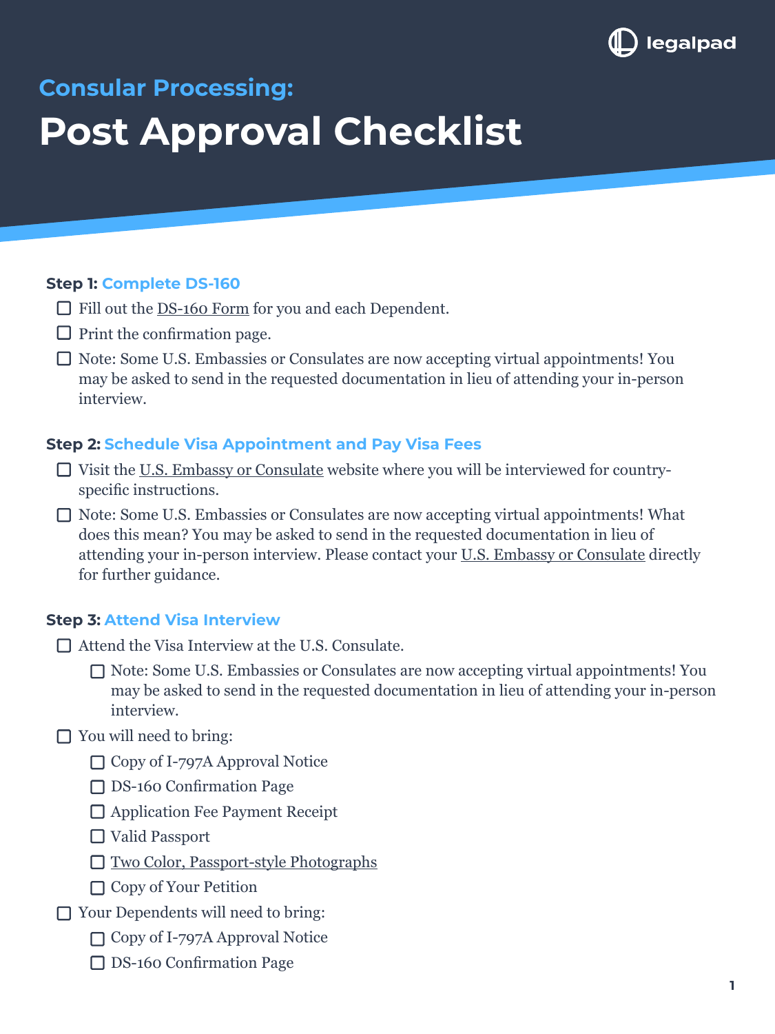legalpad

## Consulular Processing:

# Post Approval Checklist

### Step 1: Complete DS-160

- [ ] Fill out the DS-160 Form for you and each Dependent.
- [ ] Print the confirmation page.
- [ ] Note: Some U.S. Embassies or Consulates are now accepting virtual appointments! You may be asked to send in the requested documentation in lieu of attending your in-person interview.

### Step 2: Schedule Visa Appointment and Pay Visa Fees

- [ ] Visit the U.S. Embassy or Consulate website where you will be interviewed for country-specific instructions.
- [ ] Note: Some U.S. Embassies or Consulates are now accepting virtual appointments! What does this mean? You may be asked to send in the requested documentation in lieu of attending your in-person interview. Please contact your U.S. Embassy or Consulate directly for further guidance.

### Step 3: Attend Visa Interview

- [ ] Attend the Visa Interview at the U.S. Consulate.
  - [ ] Note: Some U.S. Embassies or Consulates are now accepting virtual appointments! You may be asked to send in the requested documentation in lieu of attending your in-person interview.
- [ ] You will need to bring:
  - [ ] Copy of I-797A Approval Notice
  - [ ] DS-160 Confirmation Page
  - [ ] Application Fee Payment Receipt
  - [ ] Valid Passport
  - [ ] Two Color, Passport-style Photographs
  - [ ] Copy of Your Petition
- [ ] Your Dependents will need to bring:
  - [ ] Copy of I-797A Approval Notice
  - [ ] DS-160 Confirmation Page

legalpad

## Consular Processing:

# Post Approval Checklist

### Step 1: Complete DS-160

- [ ] Fill out the DS-160 Form for you and each Dependent.
- [ ] Print the confirmation page.
- [ ] Note: Some U.S. Embassies or Consulates are now accepting virtual appointments! You may be asked to send in the requested documentation in lieu of attending your in-person interview.

### Step 2: Schedule Visa Appointment and Pay Visa Fees

- [ ] Visit the U.S. Embassy or Consulate website where you will be interviewed for country-specific instructions.
- [ ] Note: Some U.S. Embassies or Consulates are now accepting virtual appointments! What does this mean? You may be asked to send in the requested documentation in lieu of attending your in-person interview. Please contact your U.S. Embassy or Consulate directly for further guidance.

### Step 3: Attend Visa Interview

- [ ] Attend the Visa Interview at the U.S. Consulate.
  - [ ] Note: Some U.S. Embassies or Consulates are now accepting virtual appointments! You may be asked to send in the requested documentation in lieu of attending your in-person interview.
- [ ] You will need to bring:
  - [ ] Copy of I-797A Approval Notice
  - [ ] DS-160 Confirmation Page
  - [ ] Application Fee Payment Receipt
  - [ ] Valid Passport
  - [ ] Two Color, Passport-style Photographs
  - [ ] Copy of Your Petition
- [ ] Your Dependents will need to bring:
  - [ ] Copy of I-797A Approval Notice
  - [ ] DS-160 Confirmation Page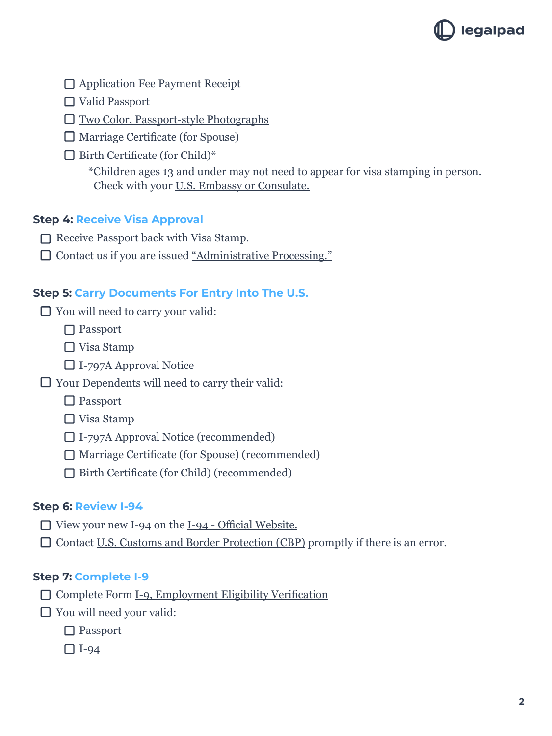- ☐ Application Fee Payment Receipt
- ☐ Valid Passport
- ☐ Two Color, Passport-style Photographs
- ☐ Marriage Certificate (for Spouse)
- ☐ Birth Certificate (for Child)*

  *Children ages 13 and under may not need to appear for visa stamping in person. Check with your U.S. Embassy or Consulate.

**Step 4: Receive Visa Approval**

- ☐ Receive Passport back with Visa Stamp.
- ☐ Contact us if you are issued "Administrative Processing."

**Step 5: Carry Documents For Entry Into The U.S.**

- ☐ You will need to carry your valid:
  - ☐ Passport
  - ☐ Visa Stamp
  - ☐ I-797A Approval Notice
- ☐ Your Dependents will need to carry their valid:
  - ☐ Passport
  - ☐ Visa Stamp
  - ☐ I-797A Approval Notice (recommended)
  - ☐ Marriage Certificate (for Spouse) (recommended)
  - ☐ Birth Certificate (for Child) (recommended)

**Step 6: Review I-94**

- ☐ View your new I-94 on the I-94 - Official Website.
- ☐ Contact U.S. Customs and Border Protection (CBP) promptly if there is an error.

**Step 7: Complete I-9**

- ☐ Complete Form I-9, Employment Eligibility Verification
- ☐ You will need your valid:
  - ☐ Passport
  - ☐ I-94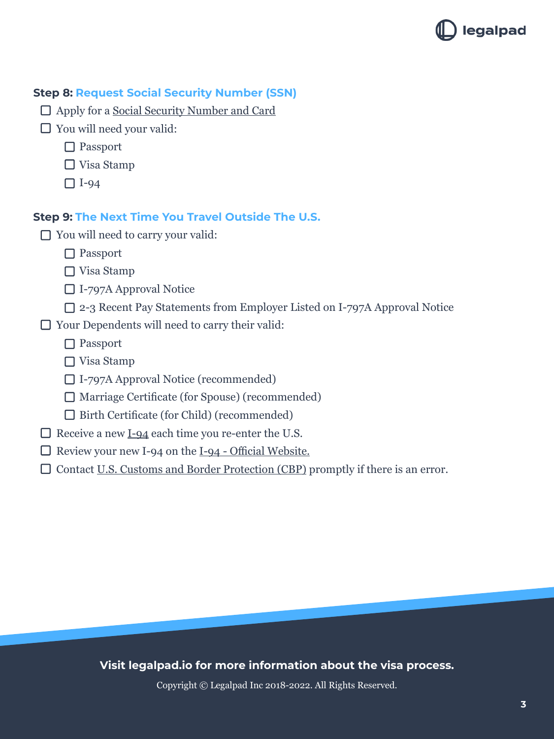**Step 8:** **Request Social Security Number (SSN)**

- [ ] Apply for a Social Security Number and Card
- [ ] You will need your valid:
  - [ ] Passport
  - [ ] Visa Stamp
  - [ ] I-94

**Step 9:** **The Next Time You Travel Outside The U.S.**

- [ ] You will need to carry your valid:
  - [ ] Passport
  - [ ] Visa Stamp
  - [ ] I-797A Approval Notice
  - [ ] 2-3 Recent Pay Statements from Employer Listed on I-797A Approval Notice
- [ ] Your Dependents will need to carry their valid:
  - [ ] Passport
  - [ ] Visa Stamp
  - [ ] I-797A Approval Notice (recommended)
  - [ ] Marriage Certificate (for Spouse) (recommended)
  - [ ] Birth Certificate (for Child) (recommended)
- [ ] Receive a new I-94 each time you re-enter the U.S.
- [ ] Review your new I-94 on the I-94 - Official Website.
- [ ] Contact U.S. Customs and Border Protection (CBP) promptly if there is an error.

**Visit legalpad.io for more information about the visa process.**

Copyright © Legalpad Inc 2018-2022. All Rights Reserved.